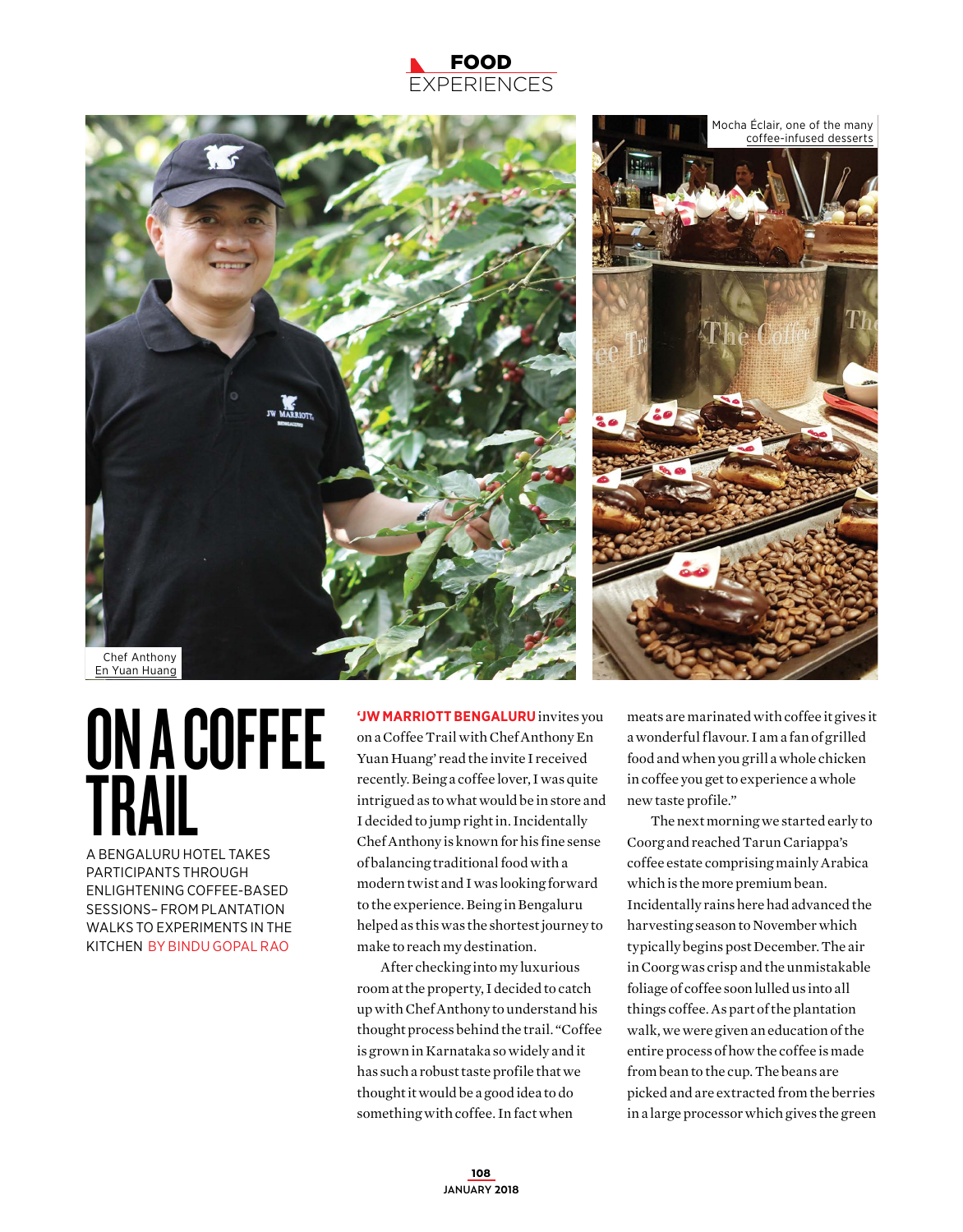# ON A COFFEE TRAIL

A BENGALURU HOTEL TAKES PARTICIPANTS THROUGH ENLIGHTENING COFFEE-BASED SESSIONS– FROM PLANTATION WALKS TO EXPERIMENTS IN THE KITCHEN BY BINDU GOPAL RAO

Chef Anthony En Yuan Huang

Mocha Éclair, one of the many coffee-infused desserts

**'JW MARRIOTT BENGALURU** invites you on a Coffee Trail with Chef Anthony En Yuan Huang' read the invite I received recently. Being a coffee lover, I was quite intrigued as to what would be in store and I decided to jump right in. Incidentally Chef Anthony is known for his fine sense of balancing traditional food with a modern twist and I was looking forward to the experience. Being in Bengaluru helped as this was the shortest journey to make to reach my destination.

After checking into my luxurious room at the property, I decided to catch up with Chef Anthony to understand his thought process behind the trail. "Coffee is grown in Karnataka so widely and it has such a robust taste profile that we thought it would be a good idea to do something with coffee. In fact when meats are marinated with coffee it gives it a wonderful flavour. I am a fan of grilled food and when you grill a whole chicken in coffee you get to experience a whole new taste profile."

The next morning we started early to Coorg and reached Tarun Cariappa's coffee estate comprising mainly Arabica which is the more premium bean. Incidentally rains here had advanced the harvesting season to November which typically begins post December. The air in Coorg was crisp and the unmistakable foliage of coffee soon lulled us into all things coffee. As part of the plantation walk, we were given an education of the entire process of how the coffee is made from bean to the cup. The beans are picked and are extracted from the berries in a large processor which gives the green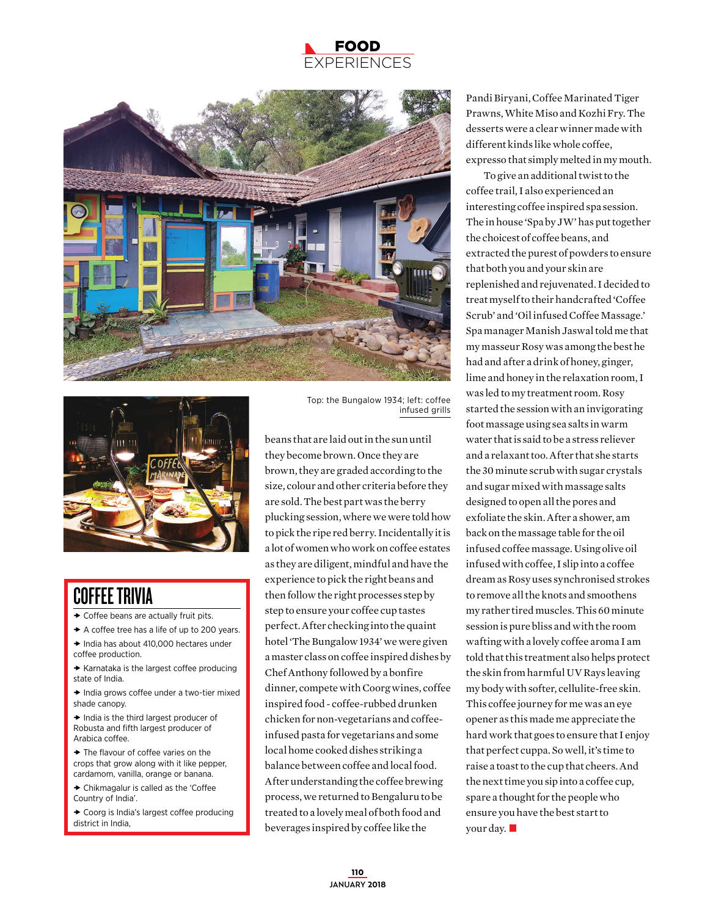Top: the Bungalow 1934; left: coffee infused grills

## COFFEE TRIVIA

- Coffee beans are actually fruit pits.
- A coffee tree has a life of up to 200 years.
- India has about 410,000 hectares under coffee production.
- Karnataka is the largest coffee producing state of India.
- India grows coffee under a two-tier mixed shade canopy.
- India is the third largest producer of Robusta and fifth largest producer of Arabica coffee.
- The flavour of coffee varies on the crops that grow along with it like pepper, cardamom, vanilla, orange or banana.
- Chikmagalur is called as the 'Coffee Country of India'.
- Coorg is India's largest coffee producing district in India,

beans that are laid out in the sun until they become brown. Once they are brown, they are graded according to the size, colour and other criteria before they are sold. The best part was the berry plucking session, where we were told how to pick the ripe red berry. Incidentally it is a lot of women who work on coffee estates as they are diligent, mindful and have the experience to pick the right beans and then follow the right processes step by step to ensure your coffee cup tastes perfect. After checking into the quaint hotel 'The Bungalow 1934' we were given a master class on coffee inspired dishes by Chef Anthony followed by a bonfire dinner, compete with Coorg wines, coffee inspired food - coffee-rubbed drunken chicken for non-vegetarians and coffee-infused pasta for vegetarians and some local home cooked dishes striking a balance between coffee and local food. After understanding the coffee brewing process, we returned to Bengaluru to be treated to a lovely meal of both food and beverages inspired by coffee like the Pandi Biryani, Coffee Marinated Tiger Prawns, White Miso and Kozhi Fry. The desserts were a clear winner made with different kinds like whole coffee, expresso that simply melted in my mouth.

To give an additional twist to the coffee trail, I also experienced an interesting coffee inspired spa session. The in house 'Spa by JW' has put together the choicest of coffee beans, and extracted the purest of powders to ensure that both you and your skin are replenished and rejuvenated. I decided to treat myself to their handcrafted 'Coffee Scrub' and 'Oil infused Coffee Massage.' Spa manager Manish Jaswal told me that my masseur Rosy was among the best he had and after a drink of honey, ginger, lime and honey in the relaxation room, I was led to my treatment room. Rosy started the session with an invigorating foot massage using sea salts in warm water that is said to be a stress reliever and a relaxant too. After that she starts the 30 minute scrub with sugar crystals and sugar mixed with massage salts designed to open all the pores and exfoliate the skin. After a shower, am back on the massage table for the oil infused coffee massage. Using olive oil infused with coffee, I slip into a coffee dream as Rosy uses synchronised strokes to remove all the knots and smoothens my rather tired muscles. This 60 minute session is pure bliss and with the room wafting with a lovely coffee aroma I am told that this treatment also helps protect the skin from harmful UV Rays leaving my body with softer, cellulite-free skin. This coffee journey for me was an eye opener as this made me appreciate the hard work that goes to ensure that I enjoy that perfect cuppa. So well, it's time to raise a toast to the cup that cheers. And the next time you sip into a coffee cup, spare a thought for the people who ensure you have the best start to your day. ■